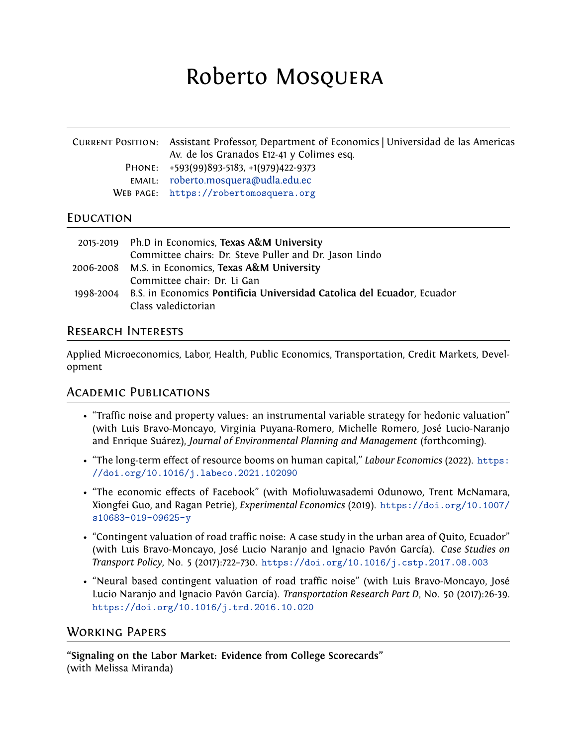# Roberto Mosquera

| | |
|---|---|
| Current Position: | Assistant Professor, Department of Economics \| Universidad de las Americas |
| | Av. de los Granados E12-41 y Colimes esq. |
| Phone: | +593(99)893-5183, +1(979)422-9373 |
| email: | roberto.mosquera@udla.edu.ec |
| Web page: | https://robertomosquera.org |

## Education

| | |
|---|---|
| 2015-2019 | Ph.D in Economics, **Texas A&M University** |
| | Committee chairs: Dr. Steve Puller and Dr. Jason Lindo |
| 2006-2008 | M.S. in Economics, **Texas A&M University** |
| | Committee chair: Dr. Li Gan |
| 1998-2004 | B.S. in Economics **Pontificia Universidad Catolica del Ecuador**, Ecuador |
| | Class valedictorian |

## Research Interests

Applied Microeconomics, Labor, Health, Public Economics, Transportation, Credit Markets, Development

## Academic Publications

- "Traffic noise and property values: an instrumental variable strategy for hedonic valuation" (with Luis Bravo-Moncayo, Virginia Puyana-Romero, Michelle Romero, José Lucio-Naranjo and Enrique Suárez), *Journal of Environmental Planning and Management* (forthcoming).
- "The long-term effect of resource booms on human capital," *Labour Economics* (2022). https://doi.org/10.1016/j.labeco.2021.102090
- "The economic effects of Facebook" (with Mofioluwasademi Odunowo, Trent McNamara, Xiongfei Guo, and Ragan Petrie), *Experimental Economics* (2019). https://doi.org/10.1007/s10683-019-09625-y
- "Contingent valuation of road traffic noise: A case study in the urban area of Quito, Ecuador" (with Luis Bravo-Moncayo, José Lucio Naranjo and Ignacio Pavón García). *Case Studies on Transport Policy*, No. 5 (2017):722–730. https://doi.org/10.1016/j.cstp.2017.08.003
- "Neural based contingent valuation of road traffic noise" (with Luis Bravo-Moncayo, José Lucio Naranjo and Ignacio Pavón García). *Transportation Research Part D*, No. 50 (2017):26-39. https://doi.org/10.1016/j.trd.2016.10.020

## Working Papers

**"Signaling on the Labor Market: Evidence from College Scorecards"**
(with Melissa Miranda)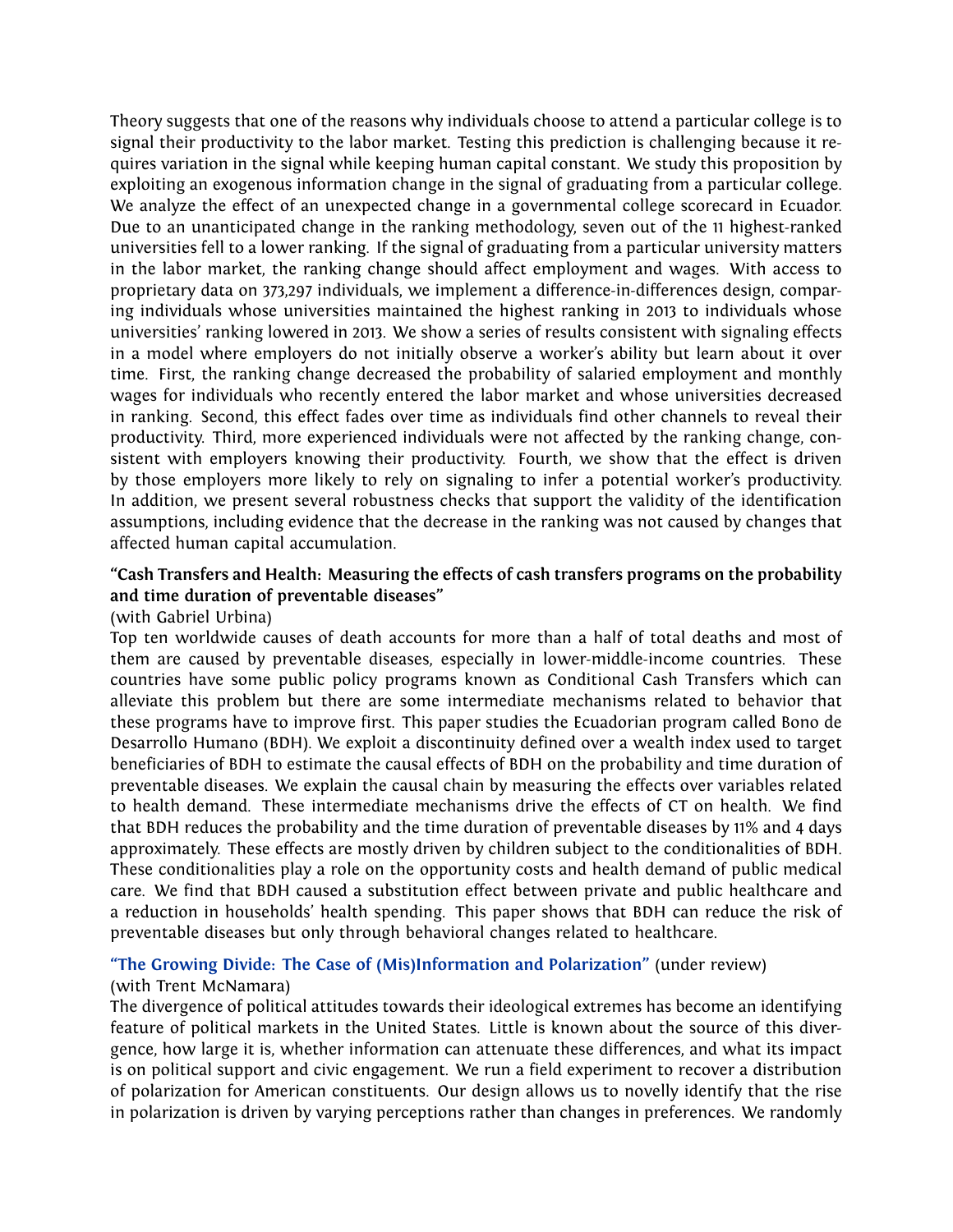Theory suggests that one of the reasons why individuals choose to attend a particular college is to signal their productivity to the labor market. Testing this prediction is challenging because it requires variation in the signal while keeping human capital constant. We study this proposition by exploiting an exogenous information change in the signal of graduating from a particular college. We analyze the effect of an unexpected change in a governmental college scorecard in Ecuador. Due to an unanticipated change in the ranking methodology, seven out of the 11 highest-ranked universities fell to a lower ranking. If the signal of graduating from a particular university matters in the labor market, the ranking change should affect employment and wages. With access to proprietary data on 373,297 individuals, we implement a difference-in-differences design, comparing individuals whose universities maintained the highest ranking in 2013 to individuals whose universities' ranking lowered in 2013. We show a series of results consistent with signaling effects in a model where employers do not initially observe a worker's ability but learn about it over time. First, the ranking change decreased the probability of salaried employment and monthly wages for individuals who recently entered the labor market and whose universities decreased in ranking. Second, this effect fades over time as individuals find other channels to reveal their productivity. Third, more experienced individuals were not affected by the ranking change, consistent with employers knowing their productivity. Fourth, we show that the effect is driven by those employers more likely to rely on signaling to infer a potential worker's productivity. In addition, we present several robustness checks that support the validity of the identification assumptions, including evidence that the decrease in the ranking was not caused by changes that affected human capital accumulation.

**"Cash Transfers and Health: Measuring the effects of cash transfers programs on the probability and time duration of preventable diseases"**
(with Gabriel Urbina)
Top ten worldwide causes of death accounts for more than a half of total deaths and most of them are caused by preventable diseases, especially in lower-middle-income countries. These countries have some public policy programs known as Conditional Cash Transfers which can alleviate this problem but there are some intermediate mechanisms related to behavior that these programs have to improve first. This paper studies the Ecuadorian program called Bono de Desarrollo Humano (BDH). We exploit a discontinuity defined over a wealth index used to target beneficiaries of BDH to estimate the causal effects of BDH on the probability and time duration of preventable diseases. We explain the causal chain by measuring the effects over variables related to health demand. These intermediate mechanisms drive the effects of CT on health. We find that BDH reduces the probability and the time duration of preventable diseases by 11% and 4 days approximately. These effects are mostly driven by children subject to the conditionalities of BDH. These conditionalities play a role on the opportunity costs and health demand of public medical care. We find that BDH caused a substitution effect between private and public healthcare and a reduction in households' health spending. This paper shows that BDH can reduce the risk of preventable diseases but only through behavioral changes related to healthcare.

**"The Growing Divide: The Case of (Mis)Information and Polarization"** (under review)
(with Trent McNamara)
The divergence of political attitudes towards their ideological extremes has become an identifying feature of political markets in the United States. Little is known about the source of this divergence, how large it is, whether information can attenuate these differences, and what its impact is on political support and civic engagement. We run a field experiment to recover a distribution of polarization for American constituents. Our design allows us to novelly identify that the rise in polarization is driven by varying perceptions rather than changes in preferences. We randomly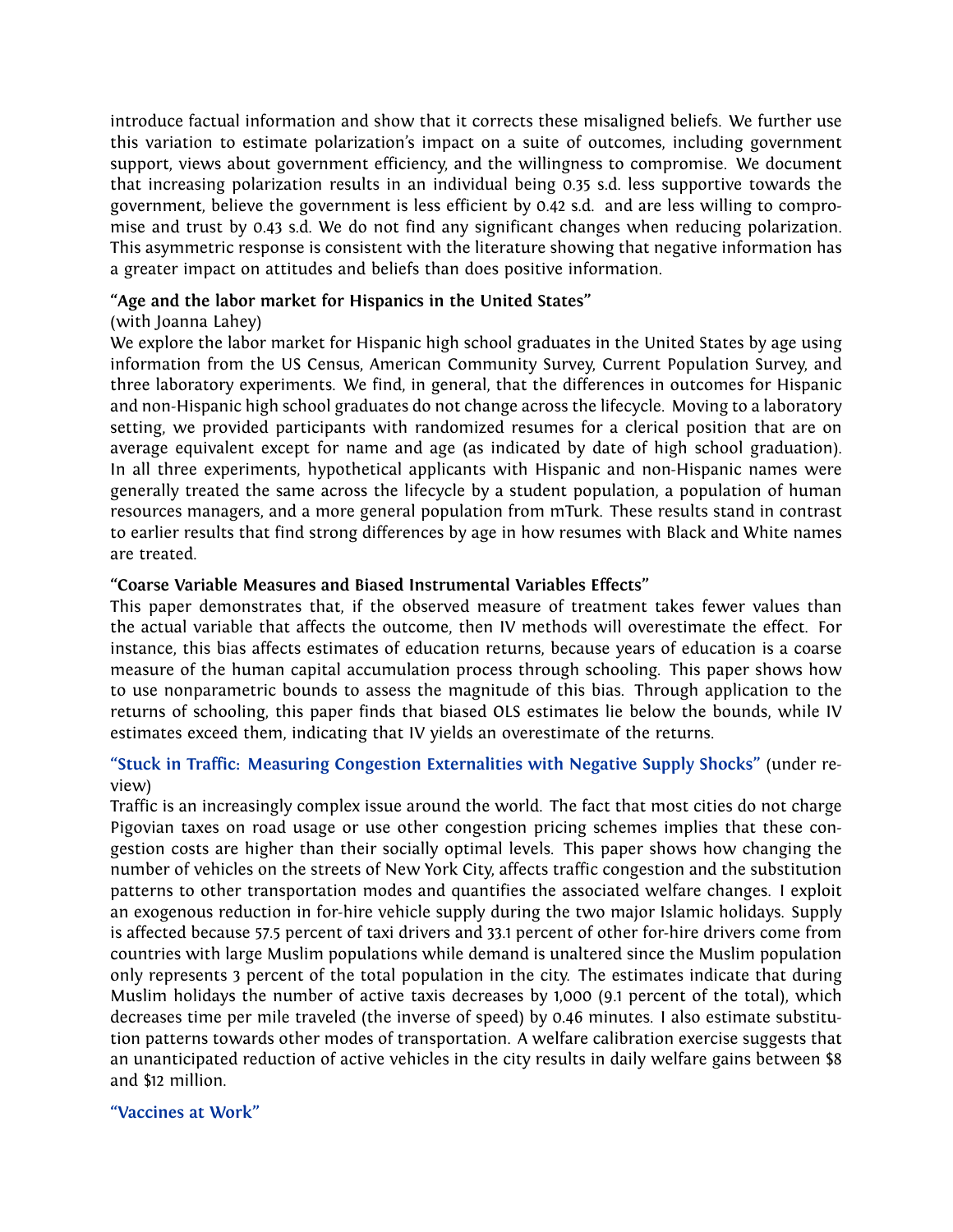introduce factual information and show that it corrects these misaligned beliefs. We further use this variation to estimate polarization's impact on a suite of outcomes, including government support, views about government efficiency, and the willingness to compromise. We document that increasing polarization results in an individual being 0.35 s.d. less supportive towards the government, believe the government is less efficient by 0.42 s.d. and are less willing to compromise and trust by 0.43 s.d. We do not find any significant changes when reducing polarization. This asymmetric response is consistent with the literature showing that negative information has a greater impact on attitudes and beliefs than does positive information.

**"Age and the labor market for Hispanics in the United States"**
(with Joanna Lahey)
We explore the labor market for Hispanic high school graduates in the United States by age using information from the US Census, American Community Survey, Current Population Survey, and three laboratory experiments. We find, in general, that the differences in outcomes for Hispanic and non-Hispanic high school graduates do not change across the lifecycle. Moving to a laboratory setting, we provided participants with randomized resumes for a clerical position that are on average equivalent except for name and age (as indicated by date of high school graduation). In all three experiments, hypothetical applicants with Hispanic and non-Hispanic names were generally treated the same across the lifecycle by a student population, a population of human resources managers, and a more general population from mTurk. These results stand in contrast to earlier results that find strong differences by age in how resumes with Black and White names are treated.

**"Coarse Variable Measures and Biased Instrumental Variables Effects"**
This paper demonstrates that, if the observed measure of treatment takes fewer values than the actual variable that affects the outcome, then IV methods will overestimate the effect. For instance, this bias affects estimates of education returns, because years of education is a coarse measure of the human capital accumulation process through schooling. This paper shows how to use nonparametric bounds to assess the magnitude of this bias. Through application to the returns of schooling, this paper finds that biased OLS estimates lie below the bounds, while IV estimates exceed them, indicating that IV yields an overestimate of the returns.

**"Stuck in Traffic: Measuring Congestion Externalities with Negative Supply Shocks"** (under review)
Traffic is an increasingly complex issue around the world. The fact that most cities do not charge Pigovian taxes on road usage or use other congestion pricing schemes implies that these congestion costs are higher than their socially optimal levels. This paper shows how changing the number of vehicles on the streets of New York City, affects traffic congestion and the substitution patterns to other transportation modes and quantifies the associated welfare changes. I exploit an exogenous reduction in for-hire vehicle supply during the two major Islamic holidays. Supply is affected because 57.5 percent of taxi drivers and 33.1 percent of other for-hire drivers come from countries with large Muslim populations while demand is unaltered since the Muslim population only represents 3 percent of the total population in the city. The estimates indicate that during Muslim holidays the number of active taxis decreases by 1,000 (9.1 percent of the total), which decreases time per mile traveled (the inverse of speed) by 0.46 minutes. I also estimate substitution patterns towards other modes of transportation. A welfare calibration exercise suggests that an unanticipated reduction of active vehicles in the city results in daily welfare gains between $8 and $12 million.

**"Vaccines at Work"**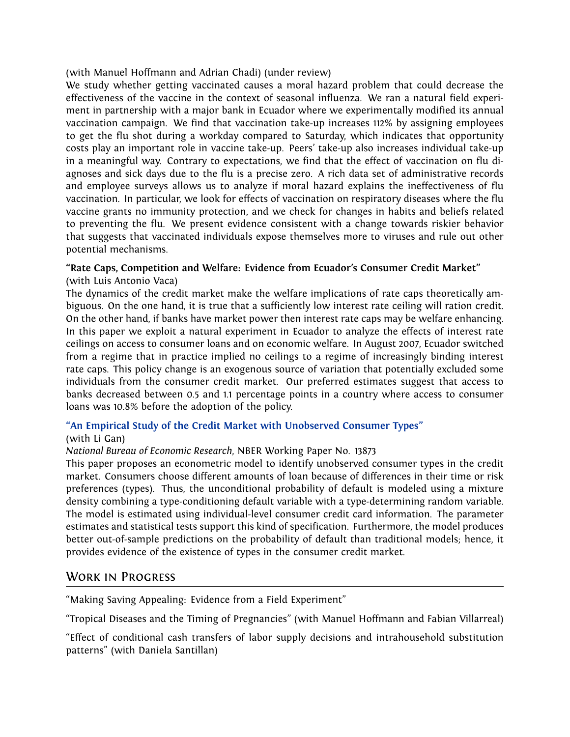(with Manuel Hoffmann and Adrian Chadi) (under review)
We study whether getting vaccinated causes a moral hazard problem that could decrease the effectiveness of the vaccine in the context of seasonal influenza. We ran a natural field experiment in partnership with a major bank in Ecuador where we experimentally modified its annual vaccination campaign. We find that vaccination take-up increases 112% by assigning employees to get the flu shot during a workday compared to Saturday, which indicates that opportunity costs play an important role in vaccine take-up. Peers' take-up also increases individual take-up in a meaningful way. Contrary to expectations, we find that the effect of vaccination on flu diagnoses and sick days due to the flu is a precise zero. A rich data set of administrative records and employee surveys allows us to analyze if moral hazard explains the ineffectiveness of flu vaccination. In particular, we look for effects of vaccination on respiratory diseases where the flu vaccine grants no immunity protection, and we check for changes in habits and beliefs related to preventing the flu. We present evidence consistent with a change towards riskier behavior that suggests that vaccinated individuals expose themselves more to viruses and rule out other potential mechanisms.

**"Rate Caps, Competition and Welfare: Evidence from Ecuador's Consumer Credit Market"**
(with Luis Antonio Vaca)
The dynamics of the credit market make the welfare implications of rate caps theoretically ambiguous. On the one hand, it is true that a sufficiently low interest rate ceiling will ration credit. On the other hand, if banks have market power then interest rate caps may be welfare enhancing. In this paper we exploit a natural experiment in Ecuador to analyze the effects of interest rate ceilings on access to consumer loans and on economic welfare. In August 2007, Ecuador switched from a regime that in practice implied no ceilings to a regime of increasingly binding interest rate caps. This policy change is an exogenous source of variation that potentially excluded some individuals from the consumer credit market. Our preferred estimates suggest that access to banks decreased between 0.5 and 1.1 percentage points in a country where access to consumer loans was 10.8% before the adoption of the policy.

**"An Empirical Study of the Credit Market with Unobserved Consumer Types"**
(with Li Gan)
*National Bureau of Economic Research*, NBER Working Paper No. 13873
This paper proposes an econometric model to identify unobserved consumer types in the credit market. Consumers choose different amounts of loan because of differences in their time or risk preferences (types). Thus, the unconditional probability of default is modeled using a mixture density combining a type-conditioning default variable with a type-determining random variable. The model is estimated using individual-level consumer credit card information. The parameter estimates and statistical tests support this kind of specification. Furthermore, the model produces better out-of-sample predictions on the probability of default than traditional models; hence, it provides evidence of the existence of types in the consumer credit market.

## Work in Progress

"Making Saving Appealing: Evidence from a Field Experiment"

"Tropical Diseases and the Timing of Pregnancies" (with Manuel Hoffmann and Fabian Villarreal)

"Effect of conditional cash transfers of labor supply decisions and intrahousehold substitution patterns" (with Daniela Santillan)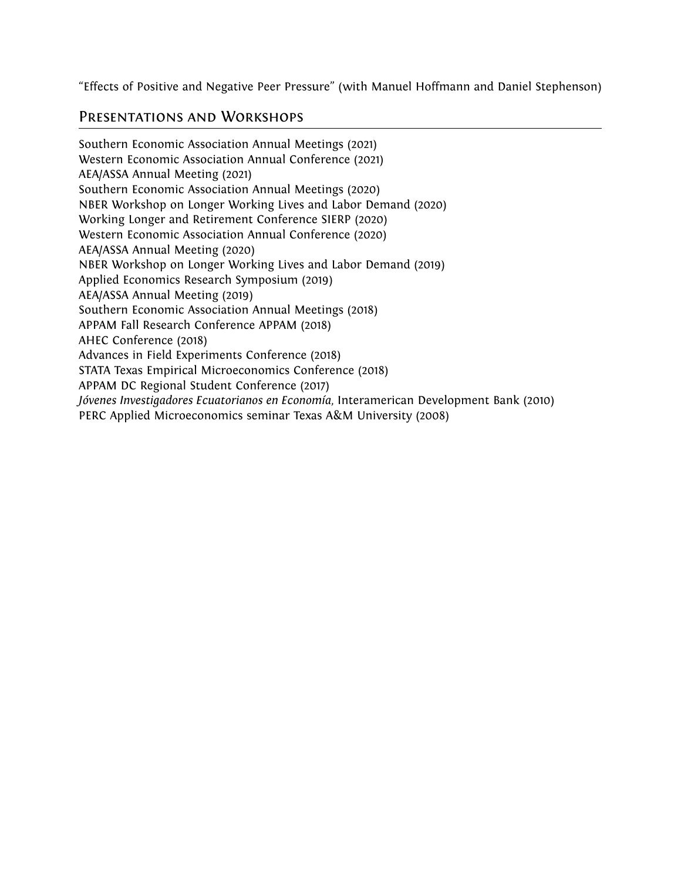"Effects of Positive and Negative Peer Pressure" (with Manuel Hoffmann and Daniel Stephenson)

## Presentations and Workshops

Southern Economic Association Annual Meetings (2021)
Western Economic Association Annual Conference (2021)
AEA/ASSA Annual Meeting (2021)
Southern Economic Association Annual Meetings (2020)
NBER Workshop on Longer Working Lives and Labor Demand (2020)
Working Longer and Retirement Conference SIERP (2020)
Western Economic Association Annual Conference (2020)
AEA/ASSA Annual Meeting (2020)
NBER Workshop on Longer Working Lives and Labor Demand (2019)
Applied Economics Research Symposium (2019)
AEA/ASSA Annual Meeting (2019)
Southern Economic Association Annual Meetings (2018)
APPAM Fall Research Conference APPAM (2018)
AHEC Conference (2018)
Advances in Field Experiments Conference (2018)
STATA Texas Empirical Microeconomics Conference (2018)
APPAM DC Regional Student Conference (2017)
*Jóvenes Investigadores Ecuatorianos en Economía,* Interamerican Development Bank (2010)
PERC Applied Microeconomics seminar Texas A&M University (2008)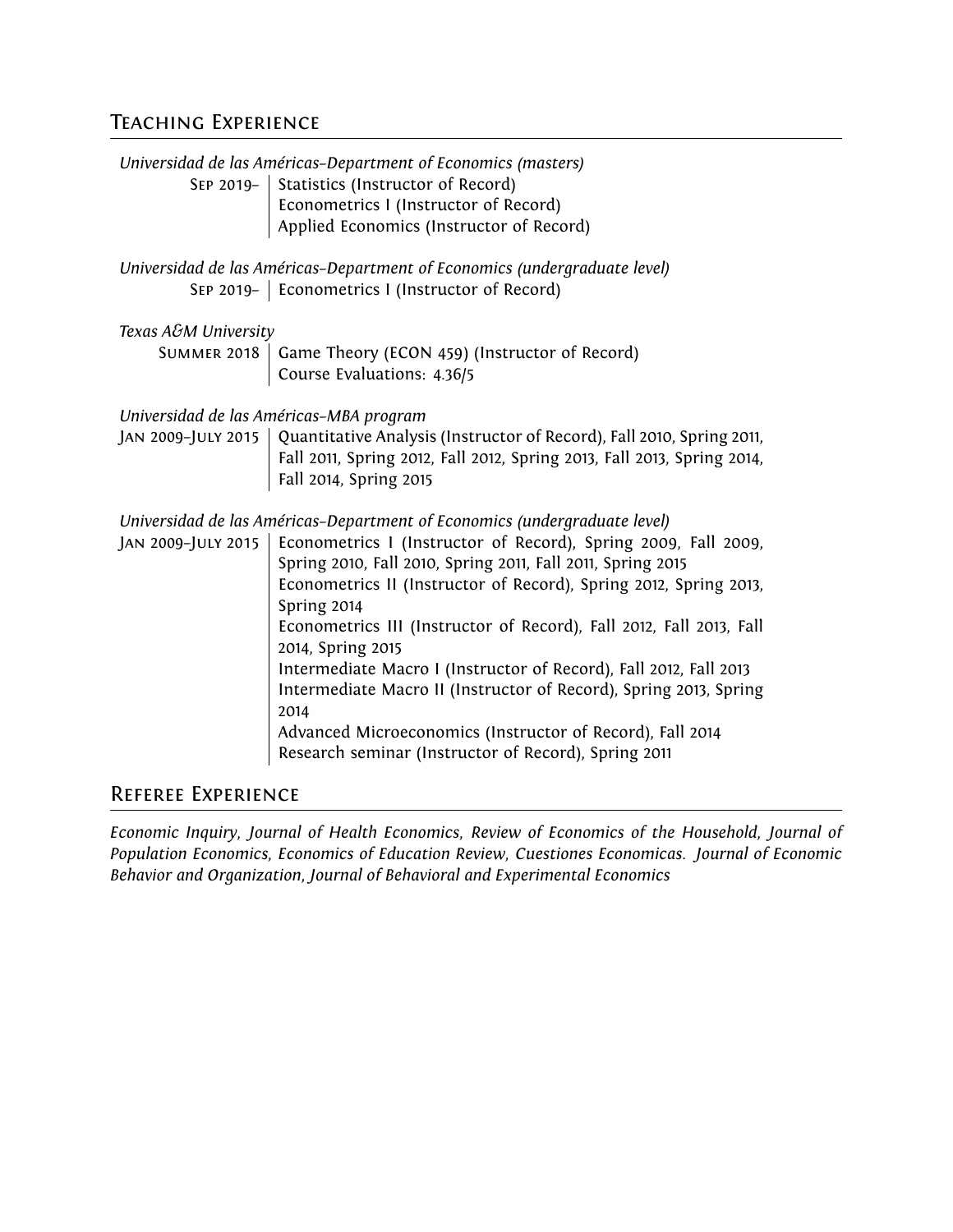## Teaching Experience

*Universidad de las Américas–Department of Economics (masters)*

Sep 2019– | Statistics (Instructor of Record)
Econometrics I (Instructor of Record)
Applied Economics (Instructor of Record)

*Universidad de las Américas–Department of Economics (undergraduate level)*

Sep 2019– | Econometrics I (Instructor of Record)

*Texas A&M University*

Summer 2018 | Game Theory (ECON 459) (Instructor of Record)
Course Evaluations: 4.36/5

*Universidad de las Américas–MBA program*

Jan 2009–July 2015 | Quantitative Analysis (Instructor of Record), Fall 2010, Spring 2011, Fall 2011, Spring 2012, Fall 2012, Spring 2013, Fall 2013, Spring 2014, Fall 2014, Spring 2015

*Universidad de las Américas–Department of Economics (undergraduate level)*

Jan 2009–July 2015 | Econometrics I (Instructor of Record), Spring 2009, Fall 2009, Spring 2010, Fall 2010, Spring 2011, Fall 2011, Spring 2015
Econometrics II (Instructor of Record), Spring 2012, Spring 2013, Spring 2014
Econometrics III (Instructor of Record), Fall 2012, Fall 2013, Fall 2014, Spring 2015
Intermediate Macro I (Instructor of Record), Fall 2012, Fall 2013
Intermediate Macro II (Instructor of Record), Spring 2013, Spring 2014
Advanced Microeconomics (Instructor of Record), Fall 2014
Research seminar (Instructor of Record), Spring 2011

## Referee Experience

*Economic Inquiry, Journal of Health Economics, Review of Economics of the Household, Journal of Population Economics, Economics of Education Review, Cuestiones Economicas. Journal of Economic Behavior and Organization, Journal of Behavioral and Experimental Economics*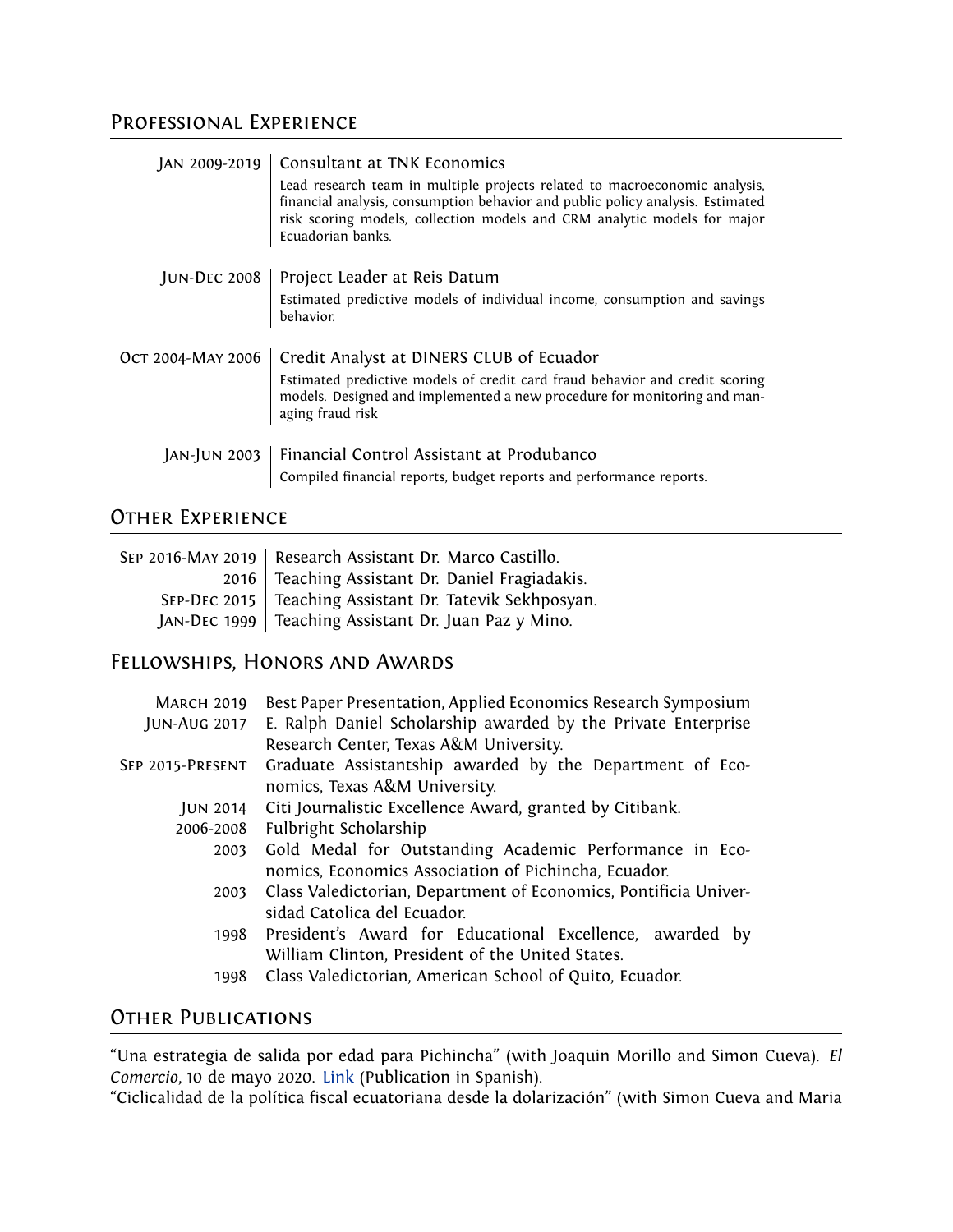## Professional Experience

**Jan 2009-2019** | Consultant at TNK Economics

Lead research team in multiple projects related to macroeconomic analysis, financial analysis, consumption behavior and public policy analysis. Estimated risk scoring models, collection models and CRM analytic models for major Ecuadorian banks.

**Jun-Dec 2008** | Project Leader at Reis Datum

Estimated predictive models of individual income, consumption and savings behavior.

**Oct 2004-May 2006** | Credit Analyst at DINERS CLUB of Ecuador

Estimated predictive models of credit card fraud behavior and credit scoring models. Designed and implemented a new procedure for monitoring and managing fraud risk

**Jan-Jun 2003** | Financial Control Assistant at Produbanco

Compiled financial reports, budget reports and performance reports.

## Other Experience

| | |
|---|---|
| Sep 2016-May 2019 | Research Assistant Dr. Marco Castillo. |
| 2016 | Teaching Assistant Dr. Daniel Fragiadakis. |
| Sep-Dec 2015 | Teaching Assistant Dr. Tatevik Sekhposyan. |
| Jan-Dec 1999 | Teaching Assistant Dr. Juan Paz y Mino. |

## Fellowships, Honors and Awards

| | |
|---|---|
| March 2019 | Best Paper Presentation, Applied Economics Research Symposium |
| Jun-Aug 2017 | E. Ralph Daniel Scholarship awarded by the Private Enterprise Research Center, Texas A&M University. |
| Sep 2015-Present | Graduate Assistantship awarded by the Department of Economics, Texas A&M University. |
| Jun 2014 | Citi Journalistic Excellence Award, granted by Citibank. |
| 2006-2008 | Fulbright Scholarship |
| 2003 | Gold Medal for Outstanding Academic Performance in Economics, Economics Association of Pichincha, Ecuador. |
| 2003 | Class Valedictorian, Department of Economics, Pontificia Universidad Catolica del Ecuador. |
| 1998 | President's Award for Educational Excellence, awarded by William Clinton, President of the United States. |
| 1998 | Class Valedictorian, American School of Quito, Ecuador. |

## Other Publications

"Una estrategia de salida por edad para Pichincha" (with Joaquin Morillo and Simon Cueva). *El Comercio*, 10 de mayo 2020. Link (Publication in Spanish).

"Ciclicalidad de la política fiscal ecuatoriana desde la dolarización" (with Simon Cueva and Maria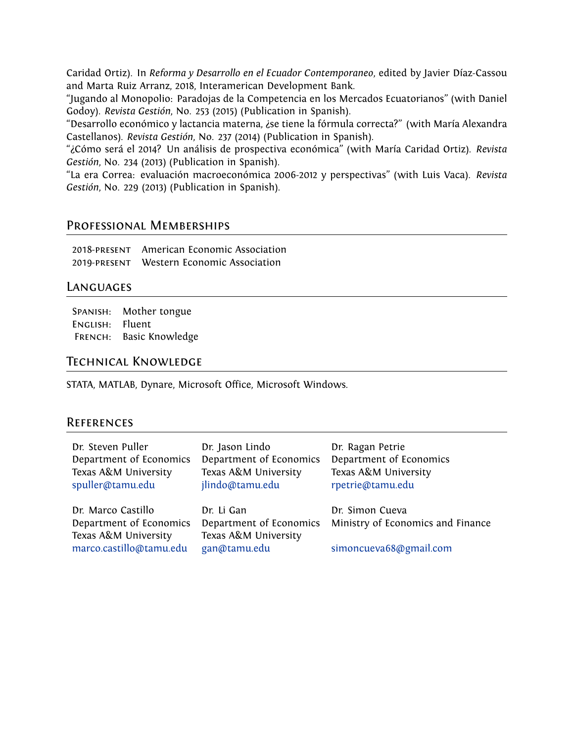Caridad Ortiz). In *Reforma y Desarrollo en el Ecuador Contemporaneo*, edited by Javier Díaz-Cassou and Marta Ruiz Arranz, 2018, Interamerican Development Bank.

"Jugando al Monopolio: Paradojas de la Competencia en los Mercados Ecuatorianos" (with Daniel Godoy). *Revista Gestión*, No. 253 (2015) (Publication in Spanish).

"Desarrollo económico y lactancia materna, ¿se tiene la fórmula correcta?" (with María Alexandra Castellanos). *Revista Gestión*, No. 237 (2014) (Publication in Spanish).

"¿Cómo será el 2014? Un análisis de prospectiva económica" (with María Caridad Ortiz). *Revista Gestión*, No. 234 (2013) (Publication in Spanish).

"La era Correa: evaluación macroeconómica 2006-2012 y perspectivas" (with Luis Vaca). *Revista Gestión*, No. 229 (2013) (Publication in Spanish).

## Professional Memberships

| | |
|---|---|
| 2018-present | American Economic Association |
| 2019-present | Western Economic Association |

## Languages

| | |
|---|---|
| Spanish: | Mother tongue |
| English: | Fluent |
| French: | Basic Knowledge |

## Technical Knowledge

STATA, MATLAB, Dynare, Microsoft Office, Microsoft Windows.

## References

| | | |
|---|---|---|
| Dr. Steven Puller<br>Department of Economics<br>Texas A&M University<br>spuller@tamu.edu | Dr. Jason Lindo<br>Department of Economics<br>Texas A&M University<br>jlindo@tamu.edu | Dr. Ragan Petrie<br>Department of Economics<br>Texas A&M University<br>rpetrie@tamu.edu |
| Dr. Marco Castillo<br>Department of Economics<br>Texas A&M University<br>marco.castillo@tamu.edu | Dr. Li Gan<br>Department of Economics<br>Texas A&M University<br>gan@tamu.edu | Dr. Simon Cueva<br>Ministry of Economics and Finance<br>simoncueva68@gmail.com |